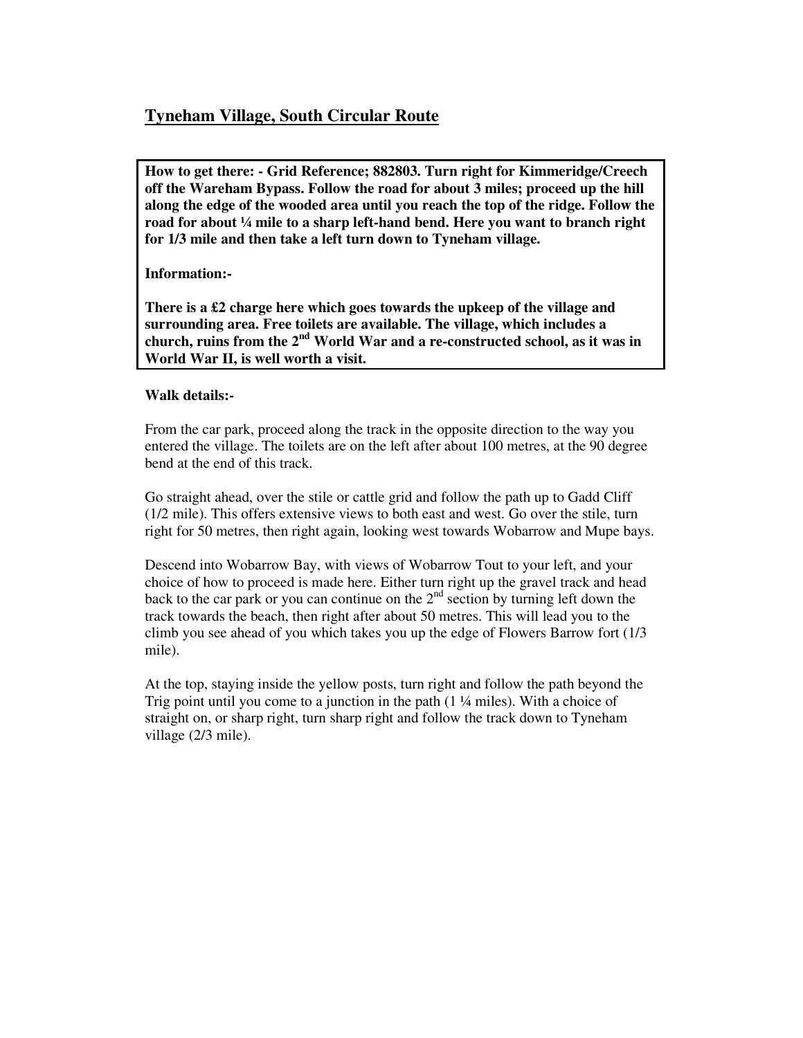## Tyneham Village, South Circular Route

**How to get there: - Grid Reference; 882803. Turn right for Kimmeridge/Creech off the Wareham Bypass. Follow the road for about 3 miles; proceed up the hill along the edge of the wooded area until you reach the top of the ridge. Follow the road for about ¼ mile to a sharp left-hand bend. Here you want to branch right for 1/3 mile and then take a left turn down to Tyneham village.**

**Information:-**

**There is a £2 charge here which goes towards the upkeep of the village and surrounding area. Free toilets are available. The village, which includes a church, ruins from the 2nd World War and a re-constructed school, as it was in World War II, is well worth a visit.**

**Walk details:-**

From the car park, proceed along the track in the opposite direction to the way you entered the village. The toilets are on the left after about 100 metres, at the 90 degree bend at the end of this track.

Go straight ahead, over the stile or cattle grid and follow the path up to Gadd Cliff (1/2 mile). This offers extensive views to both east and west. Go over the stile, turn right for 50 metres, then right again, looking west towards Wobarrow and Mupe bays.

Descend into Wobarrow Bay, with views of Wobarrow Tout to your left, and your choice of how to proceed is made here. Either turn right up the gravel track and head back to the car park or you can continue on the 2nd section by turning left down the track towards the beach, then right after about 50 metres. This will lead you to the climb you see ahead of you which takes you up the edge of Flowers Barrow fort (1/3 mile).

At the top, staying inside the yellow posts, turn right and follow the path beyond the Trig point until you come to a junction in the path (1 ¼ miles). With a choice of straight on, or sharp right, turn sharp right and follow the track down to Tyneham village (2/3 mile).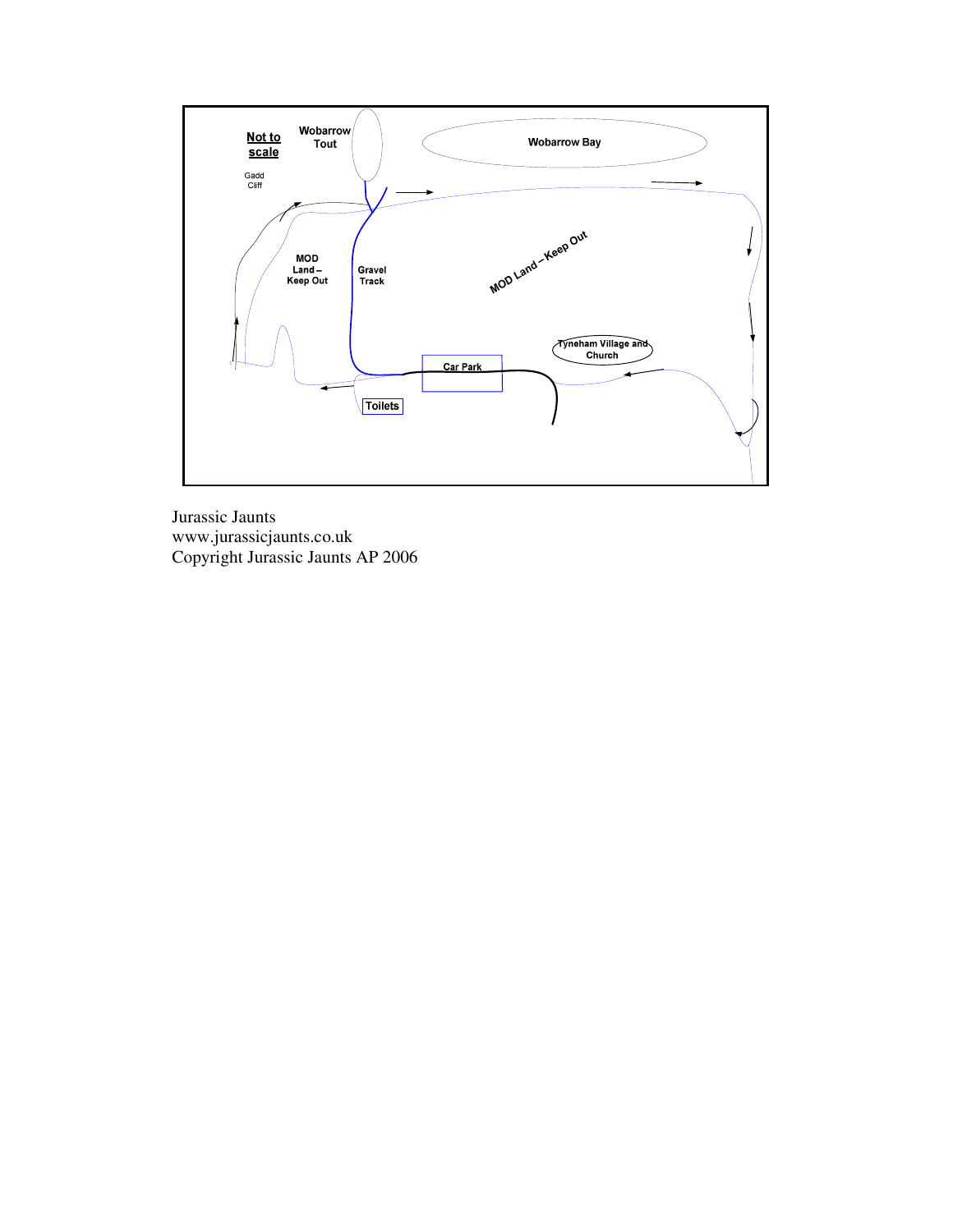Not to scale

Wobarrow Tout

Wobarrow Bay

Gadd Cliff

MOD Land – Keep Out

Gravel Track

MOD Land – Keep Out

Tyneham Village and Church

Car Park

Toilets

Jurassic Jaunts
www.jurassicjaunts.co.uk
Copyright Jurassic Jaunts AP 2006